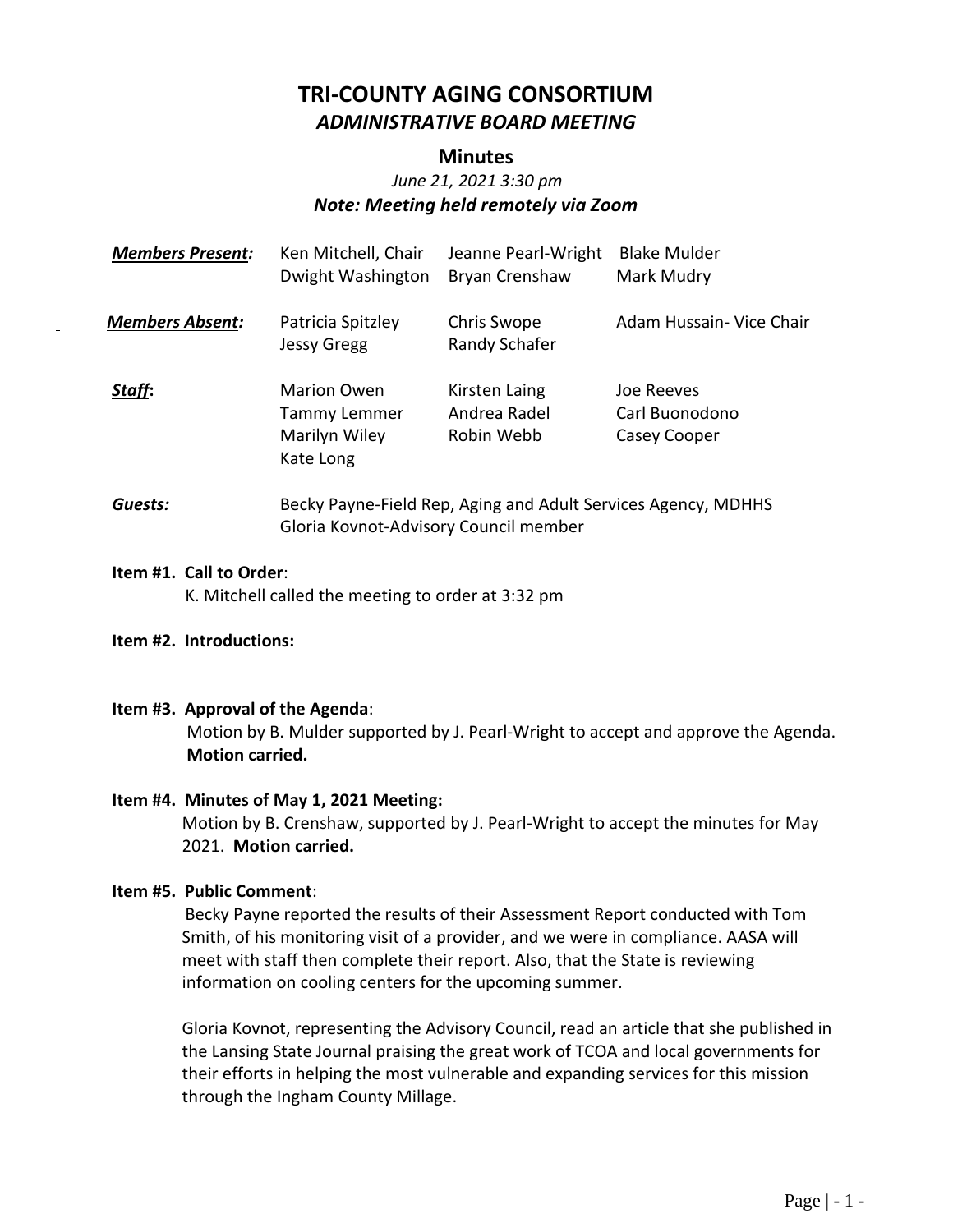# TRI-COUNTY AGING CONSORTIUM

## *ADMINISTRATIVE BOARD MEETING*

### Minutes

*June 21, 2021 3:30 pm*

***Note: Meeting held remotely via Zoom***

| | | | |
|---|---|---|---|
| ***Members Present:*** | Ken Mitchell, Chair | Jeanne Pearl-Wright | Blake Mulder |
| | Dwight Washington | Bryan Crenshaw | Mark Mudry |
| ***Members Absent:*** | Patricia Spitzley | Chris Swope | Adam Hussain- Vice Chair |
| | Jessy Gregg | Randy Schafer | |
| ***Staff*:** | Marion Owen | Kirsten Laing | Joe Reeves |
| | Tammy Lemmer | Andrea Radel | Carl Buonodono |
| | Marilyn Wiley | Robin Webb | Casey Cooper |
| | Kate Long | | |

***Guests:*** Becky Payne-Field Rep, Aging and Adult Services Agency, MDHHS
Gloria Kovnot-Advisory Council member

**Item #1. Call to Order**:
K. Mitchell called the meeting to order at 3:32 pm

**Item #2. Introductions:**

**Item #3. Approval of the Agenda**:
Motion by B. Mulder supported by J. Pearl-Wright to accept and approve the Agenda. **Motion carried.**

**Item #4. Minutes of May 1, 2021 Meeting:**
Motion by B. Crenshaw, supported by J. Pearl-Wright to accept the minutes for May 2021. **Motion carried.**

**Item #5. Public Comment**:
Becky Payne reported the results of their Assessment Report conducted with Tom Smith, of his monitoring visit of a provider, and we were in compliance. AASA will meet with staff then complete their report. Also, that the State is reviewing information on cooling centers for the upcoming summer.

Gloria Kovnot, representing the Advisory Council, read an article that she published in the Lansing State Journal praising the great work of TCOA and local governments for their efforts in helping the most vulnerable and expanding services for this mission through the Ingham County Millage.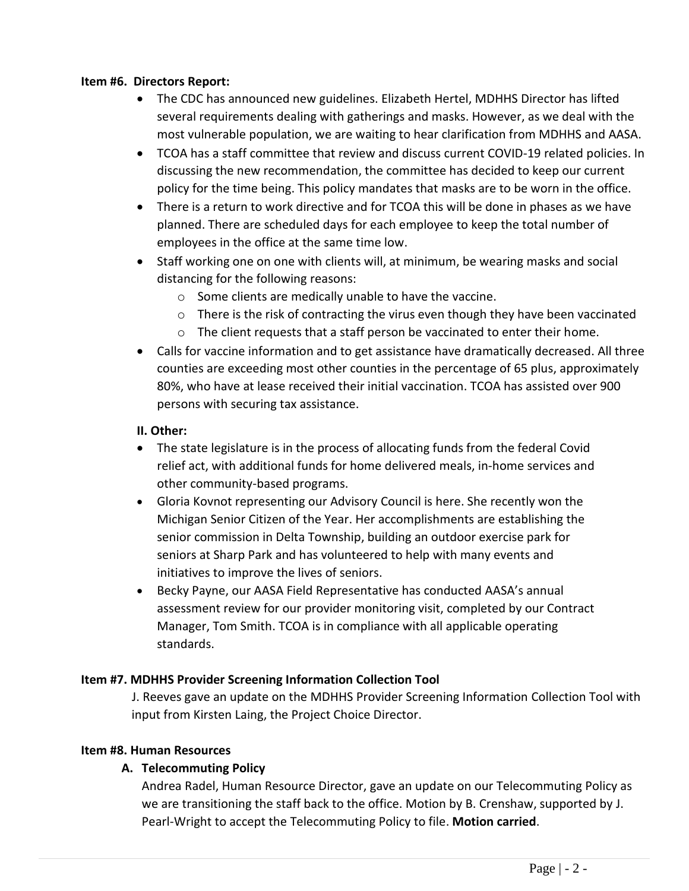**Item #6. Directors Report:**

- The CDC has announced new guidelines. Elizabeth Hertel, MDHHS Director has lifted several requirements dealing with gatherings and masks. However, as we deal with the most vulnerable population, we are waiting to hear clarification from MDHHS and AASA.
- TCOA has a staff committee that review and discuss current COVID-19 related policies. In discussing the new recommendation, the committee has decided to keep our current policy for the time being. This policy mandates that masks are to be worn in the office.
- There is a return to work directive and for TCOA this will be done in phases as we have planned. There are scheduled days for each employee to keep the total number of employees in the office at the same time low.
- Staff working one on one with clients will, at minimum, be wearing masks and social distancing for the following reasons:
  - Some clients are medically unable to have the vaccine.
  - There is the risk of contracting the virus even though they have been vaccinated
  - The client requests that a staff person be vaccinated to enter their home.
- Calls for vaccine information and to get assistance have dramatically decreased. All three counties are exceeding most other counties in the percentage of 65 plus, approximately 80%, who have at lease received their initial vaccination. TCOA has assisted over 900 persons with securing tax assistance.

**II. Other:**

- The state legislature is in the process of allocating funds from the federal Covid relief act, with additional funds for home delivered meals, in-home services and other community-based programs.
- Gloria Kovnot representing our Advisory Council is here. She recently won the Michigan Senior Citizen of the Year. Her accomplishments are establishing the senior commission in Delta Township, building an outdoor exercise park for seniors at Sharp Park and has volunteered to help with many events and initiatives to improve the lives of seniors.
- Becky Payne, our AASA Field Representative has conducted AASA's annual assessment review for our provider monitoring visit, completed by our Contract Manager, Tom Smith. TCOA is in compliance with all applicable operating standards.

**Item #7. MDHHS Provider Screening Information Collection Tool**

J. Reeves gave an update on the MDHHS Provider Screening Information Collection Tool with input from Kirsten Laing, the Project Choice Director.

**Item #8. Human Resources**

**A. Telecommuting Policy**

Andrea Radel, Human Resource Director, gave an update on our Telecommuting Policy as we are transitioning the staff back to the office. Motion by B. Crenshaw, supported by J. Pearl-Wright to accept the Telecommuting Policy to file. **Motion carried**.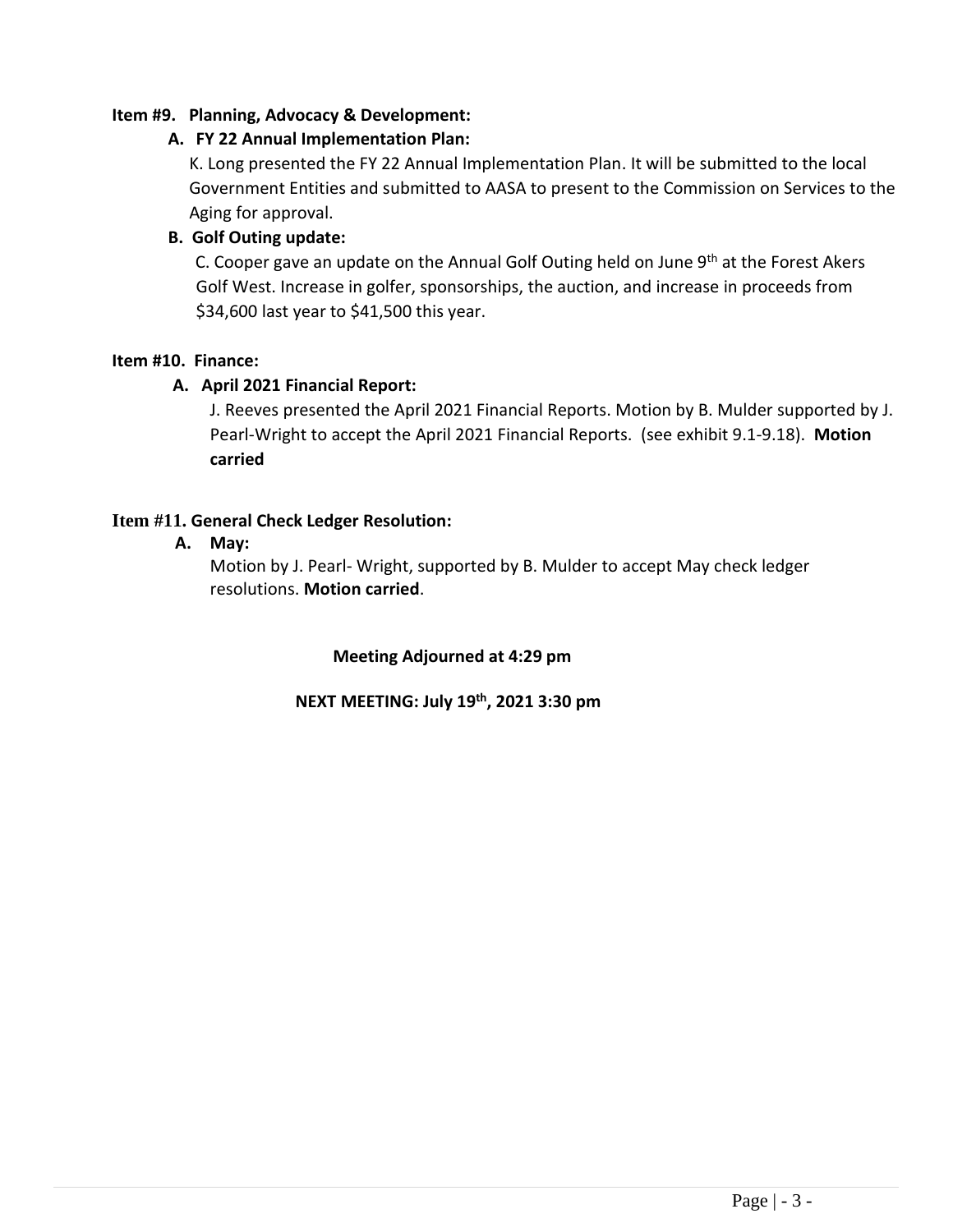**Item #9. Planning, Advocacy & Development:**

**A. FY 22 Annual Implementation Plan:**

K. Long presented the FY 22 Annual Implementation Plan. It will be submitted to the local Government Entities and submitted to AASA to present to the Commission on Services to the Aging for approval.

**B. Golf Outing update:**

C. Cooper gave an update on the Annual Golf Outing held on June 9th at the Forest Akers Golf West. Increase in golfer, sponsorships, the auction, and increase in proceeds from $34,600 last year to $41,500 this year.

**Item #10. Finance:**

**A. April 2021 Financial Report:**

J. Reeves presented the April 2021 Financial Reports. Motion by B. Mulder supported by J. Pearl-Wright to accept the April 2021 Financial Reports. (see exhibit 9.1-9.18). **Motion carried**

**Item #11. General Check Ledger Resolution:**

**A. May:**

Motion by J. Pearl- Wright, supported by B. Mulder to accept May check ledger resolutions. **Motion carried**.

**Meeting Adjourned at 4:29 pm**

**NEXT MEETING: July 19th, 2021 3:30 pm**